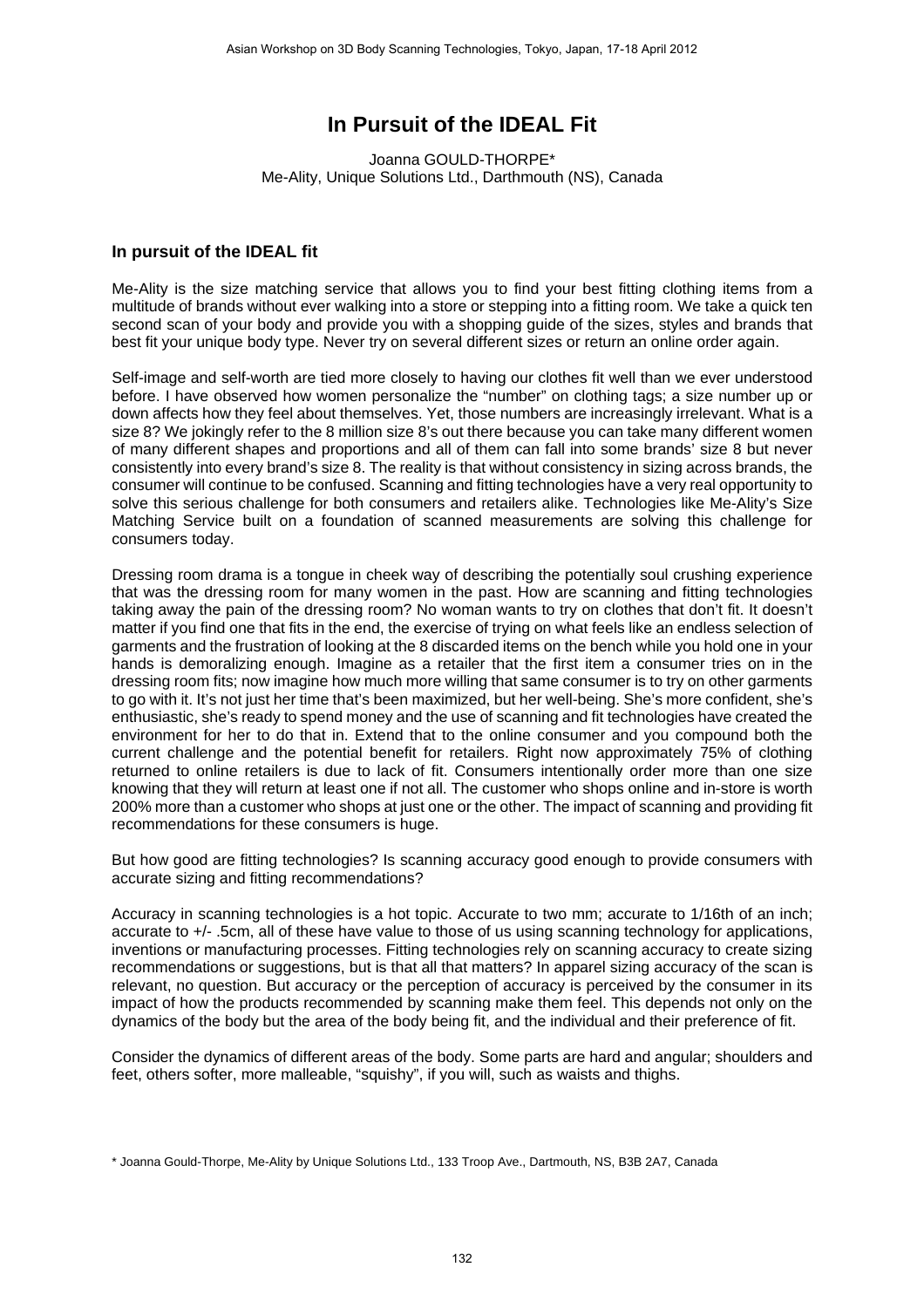# In Pursuit of the IDEAL Fit

Joanna GOULD-THORPE*
Me-Ality, Unique Solutions Ltd., Darthmouth (NS), Canada

## In pursuit of the IDEAL fit

Me-Ality is the size matching service that allows you to find your best fitting clothing items from a multitude of brands without ever walking into a store or stepping into a fitting room. We take a quick ten second scan of your body and provide you with a shopping guide of the sizes, styles and brands that best fit your unique body type. Never try on several different sizes or return an online order again.

Self-image and self-worth are tied more closely to having our clothes fit well than we ever understood before. I have observed how women personalize the "number" on clothing tags; a size number up or down affects how they feel about themselves. Yet, those numbers are increasingly irrelevant. What is a size 8? We jokingly refer to the 8 million size 8's out there because you can take many different women of many different shapes and proportions and all of them can fall into some brands' size 8 but never consistently into every brand's size 8. The reality is that without consistency in sizing across brands, the consumer will continue to be confused. Scanning and fitting technologies have a very real opportunity to solve this serious challenge for both consumers and retailers alike. Technologies like Me-Ality's Size Matching Service built on a foundation of scanned measurements are solving this challenge for consumers today.

Dressing room drama is a tongue in cheek way of describing the potentially soul crushing experience that was the dressing room for many women in the past. How are scanning and fitting technologies taking away the pain of the dressing room? No woman wants to try on clothes that don't fit. It doesn't matter if you find one that fits in the end, the exercise of trying on what feels like an endless selection of garments and the frustration of looking at the 8 discarded items on the bench while you hold one in your hands is demoralizing enough. Imagine as a retailer that the first item a consumer tries on in the dressing room fits; now imagine how much more willing that same consumer is to try on other garments to go with it. It's not just her time that's been maximized, but her well-being. She's more confident, she's enthusiastic, she's ready to spend money and the use of scanning and fit technologies have created the environment for her to do that in. Extend that to the online consumer and you compound both the current challenge and the potential benefit for retailers. Right now approximately 75% of clothing returned to online retailers is due to lack of fit. Consumers intentionally order more than one size knowing that they will return at least one if not all. The customer who shops online and in-store is worth 200% more than a customer who shops at just one or the other. The impact of scanning and providing fit recommendations for these consumers is huge.

But how good are fitting technologies? Is scanning accuracy good enough to provide consumers with accurate sizing and fitting recommendations?

Accuracy in scanning technologies is a hot topic. Accurate to two mm; accurate to 1/16th of an inch; accurate to +/- .5cm, all of these have value to those of us using scanning technology for applications, inventions or manufacturing processes. Fitting technologies rely on scanning accuracy to create sizing recommendations or suggestions, but is that all that matters? In apparel sizing accuracy of the scan is relevant, no question. But accuracy or the perception of accuracy is perceived by the consumer in its impact of how the products recommended by scanning make them feel. This depends not only on the dynamics of the body but the area of the body being fit, and the individual and their preference of fit.

Consider the dynamics of different areas of the body. Some parts are hard and angular; shoulders and feet, others softer, more malleable, "squishy", if you will, such as waists and thighs.

* Joanna Gould-Thorpe, Me-Ality by Unique Solutions Ltd., 133 Troop Ave., Dartmouth, NS, B3B 2A7, Canada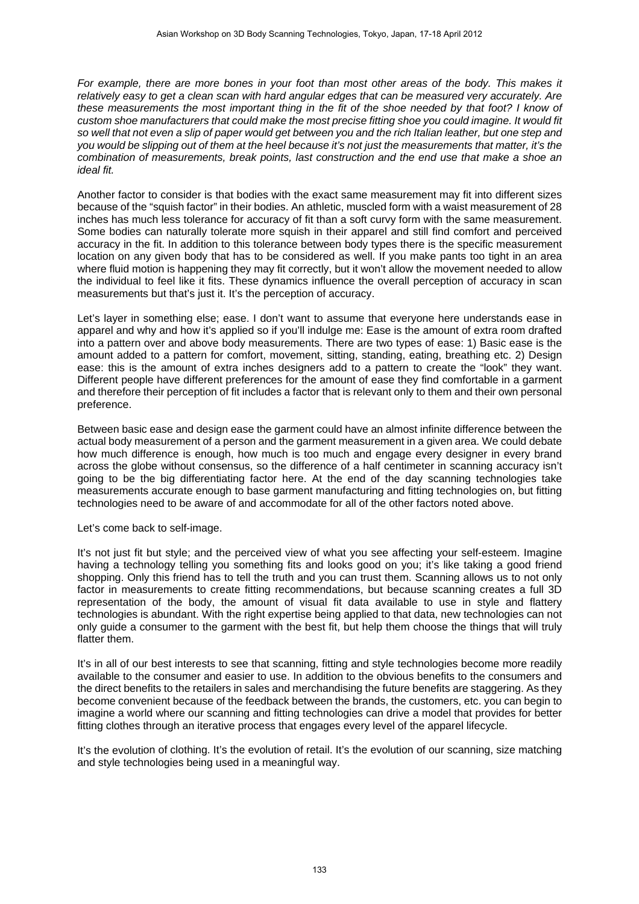*For example, there are more bones in your foot than most other areas of the body. This makes it relatively easy to get a clean scan with hard angular edges that can be measured very accurately. Are these measurements the most important thing in the fit of the shoe needed by that foot? I know of custom shoe manufacturers that could make the most precise fitting shoe you could imagine. It would fit so well that not even a slip of paper would get between you and the rich Italian leather, but one step and you would be slipping out of them at the heel because it's not just the measurements that matter, it's the combination of measurements, break points, last construction and the end use that make a shoe an ideal fit.*

Another factor to consider is that bodies with the exact same measurement may fit into different sizes because of the "squish factor" in their bodies. An athletic, muscled form with a waist measurement of 28 inches has much less tolerance for accuracy of fit than a soft curvy form with the same measurement. Some bodies can naturally tolerate more squish in their apparel and still find comfort and perceived accuracy in the fit. In addition to this tolerance between body types there is the specific measurement location on any given body that has to be considered as well. If you make pants too tight in an area where fluid motion is happening they may fit correctly, but it won't allow the movement needed to allow the individual to feel like it fits. These dynamics influence the overall perception of accuracy in scan measurements but that's just it. It's the perception of accuracy.

Let's layer in something else; ease. I don't want to assume that everyone here understands ease in apparel and why and how it's applied so if you'll indulge me: Ease is the amount of extra room drafted into a pattern over and above body measurements. There are two types of ease: 1) Basic ease is the amount added to a pattern for comfort, movement, sitting, standing, eating, breathing etc. 2) Design ease: this is the amount of extra inches designers add to a pattern to create the "look" they want. Different people have different preferences for the amount of ease they find comfortable in a garment and therefore their perception of fit includes a factor that is relevant only to them and their own personal preference.

Between basic ease and design ease the garment could have an almost infinite difference between the actual body measurement of a person and the garment measurement in a given area. We could debate how much difference is enough, how much is too much and engage every designer in every brand across the globe without consensus, so the difference of a half centimeter in scanning accuracy isn't going to be the big differentiating factor here. At the end of the day scanning technologies take measurements accurate enough to base garment manufacturing and fitting technologies on, but fitting technologies need to be aware of and accommodate for all of the other factors noted above.

Let's come back to self-image.

It's not just fit but style; and the perceived view of what you see affecting your self-esteem. Imagine having a technology telling you something fits and looks good on you; it's like taking a good friend shopping. Only this friend has to tell the truth and you can trust them. Scanning allows us to not only factor in measurements to create fitting recommendations, but because scanning creates a full 3D representation of the body, the amount of visual fit data available to use in style and flattery technologies is abundant. With the right expertise being applied to that data, new technologies can not only guide a consumer to the garment with the best fit, but help them choose the things that will truly flatter them.

It's in all of our best interests to see that scanning, fitting and style technologies become more readily available to the consumer and easier to use. In addition to the obvious benefits to the consumers and the direct benefits to the retailers in sales and merchandising the future benefits are staggering. As they become convenient because of the feedback between the brands, the customers, etc. you can begin to imagine a world where our scanning and fitting technologies can drive a model that provides for better fitting clothes through an iterative process that engages every level of the apparel lifecycle.

It's the evolution of clothing. It's the evolution of retail. It's the evolution of our scanning, size matching and style technologies being used in a meaningful way.